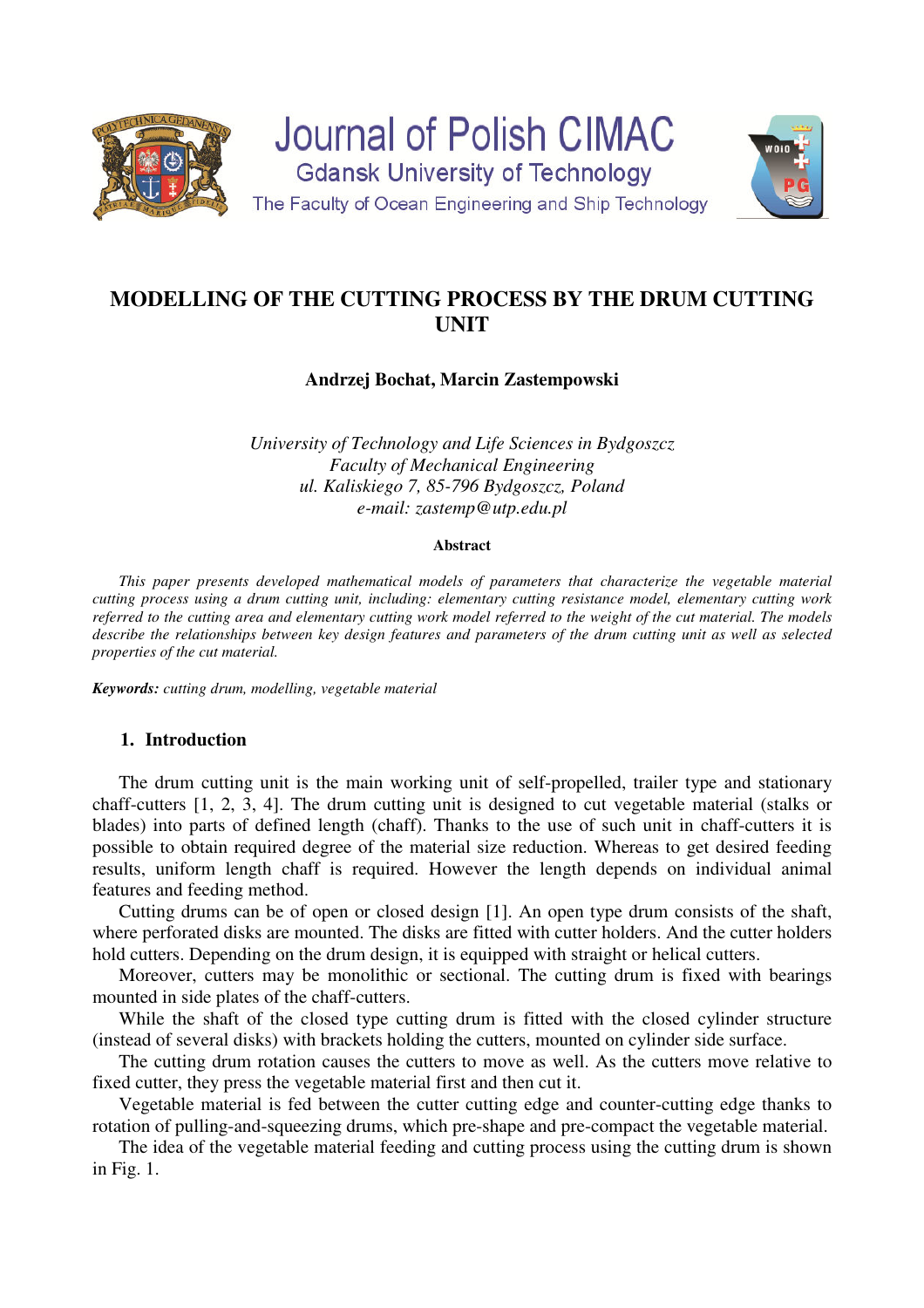# MODELLING OF THE CUTTING PROCESS BY THE DRUM CUTTING UNIT

**Andrzej Bochat, Marcin Zastempowski**

*University of Technology and Life Sciences in Bydgoszcz*
*Faculty of Mechanical Engineering*
*ul. Kaliskiego 7, 85-796 Bydgoszcz, Poland*
*e-mail: zastemp@utp.edu.pl*

### Abstract

*This paper presents developed mathematical models of parameters that characterize the vegetable material cutting process using a drum cutting unit, including: elementary cutting resistance model, elementary cutting work referred to the cutting area and elementary cutting work model referred to the weight of the cut material. The models describe the relationships between key design features and parameters of the drum cutting unit as well as selected properties of the cut material.*

***Keywords:*** *cutting drum, modelling, vegetable material*

## 1. Introduction

The drum cutting unit is the main working unit of self-propelled, trailer type and stationary chaff-cutters [1, 2, 3, 4]. The drum cutting unit is designed to cut vegetable material (stalks or blades) into parts of defined length (chaff). Thanks to the use of such unit in chaff-cutters it is possible to obtain required degree of the material size reduction. Whereas to get desired feeding results, uniform length chaff is required. However the length depends on individual animal features and feeding method.

Cutting drums can be of open or closed design [1]. An open type drum consists of the shaft, where perforated disks are mounted. The disks are fitted with cutter holders. And the cutter holders hold cutters. Depending on the drum design, it is equipped with straight or helical cutters.

Moreover, cutters may be monolithic or sectional. The cutting drum is fixed with bearings mounted in side plates of the chaff-cutters.

While the shaft of the closed type cutting drum is fitted with the closed cylinder structure (instead of several disks) with brackets holding the cutters, mounted on cylinder side surface.

The cutting drum rotation causes the cutters to move as well. As the cutters move relative to fixed cutter, they press the vegetable material first and then cut it.

Vegetable material is fed between the cutter cutting edge and counter-cutting edge thanks to rotation of pulling-and-squeezing drums, which pre-shape and pre-compact the vegetable material.

The idea of the vegetable material feeding and cutting process using the cutting drum is shown in Fig. 1.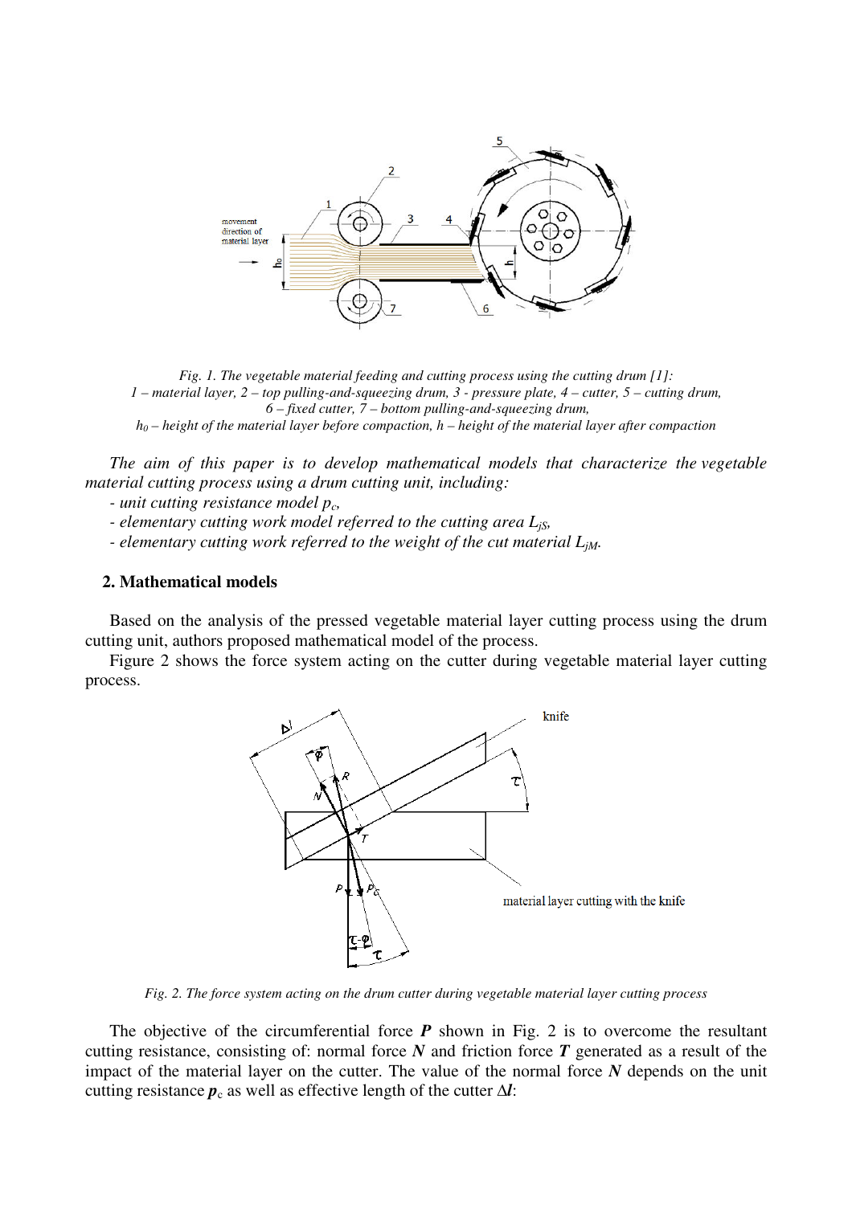*Fig. 1. The vegetable material feeding and cutting process using the cutting drum [1]:*
*1 – material layer, 2 – top pulling-and-squeezing drum, 3 - pressure plate, 4 – cutter, 5 – cutting drum,*
*6 – fixed cutter, 7 – bottom pulling-and-squeezing drum,*
*$h_0$ – height of the material layer before compaction, h – height of the material layer after compaction*

*The aim of this paper is to develop mathematical models that characterize the vegetable material cutting process using a drum cutting unit, including:*

- *unit cutting resistance model $p_c$,*
- *elementary cutting work model referred to the cutting area $L_{jS}$,*
- *elementary cutting work referred to the weight of the cut material $L_{jM}$.*

## 2. Mathematical models

Based on the analysis of the pressed vegetable material layer cutting process using the drum cutting unit, authors proposed mathematical model of the process.

Figure 2 shows the force system acting on the cutter during vegetable material layer cutting process.

*Fig. 2. The force system acting on the drum cutter during vegetable material layer cutting process*

The objective of the circumferential force ***P*** shown in Fig. 2 is to overcome the resultant cutting resistance, consisting of: normal force ***N*** and friction force ***T*** generated as a result of the impact of the material layer on the cutter. The value of the normal force ***N*** depends on the unit cutting resistance $\boldsymbol{p}_c$ as well as effective length of the cutter $\Delta\boldsymbol{l}$: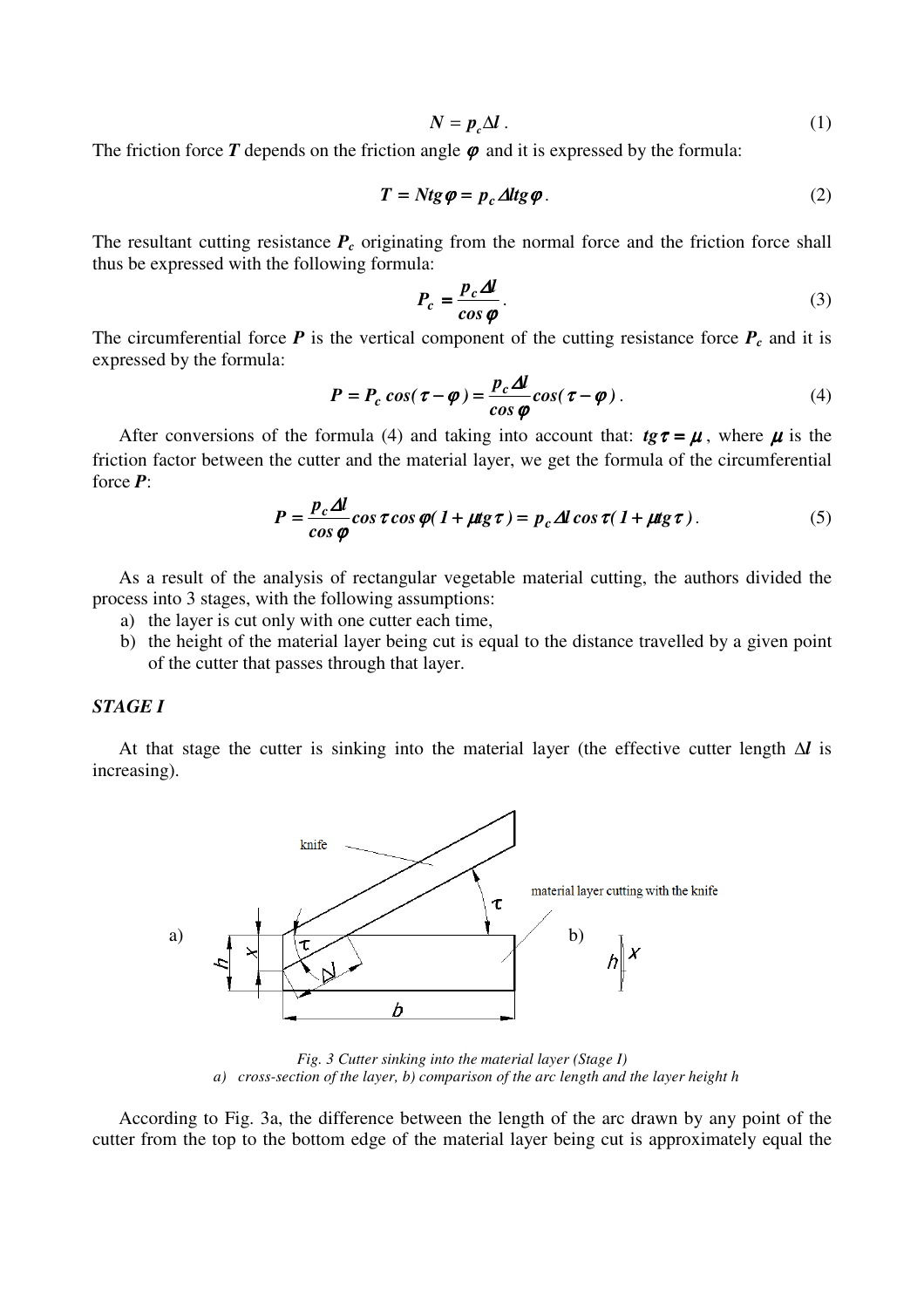$$N = p_c \Delta l \,. \tag{1}$$

The friction force $T$ depends on the friction angle $\varphi$ and it is expressed by the formula:

$$T = N tg\varphi = p_c \Delta l tg\varphi \,. \tag{2}$$

The resultant cutting resistance $P_c$ originating from the normal force and the friction force shall thus be expressed with the following formula:

$$P_c = \frac{p_c \Delta l}{cos\,\varphi} \,. \tag{3}$$

The circumferential force $P$ is the vertical component of the cutting resistance force $P_c$ and it is expressed by the formula:

$$P = P_c \,cos(\tau - \varphi) = \frac{p_c \Delta l}{cos\,\varphi} cos(\tau - \varphi) \,. \tag{4}$$

After conversions of the formula (4) and taking into account that: $tg\tau = \mu$, where $\mu$ is the friction factor between the cutter and the material layer, we get the formula of the circumferential force $P$:

$$P = \frac{p_c \Delta l}{cos\,\varphi} cos\,\tau\, cos\,\varphi (1 + \mu tg\,\tau) = p_c \Delta l \,cos\,\tau (1 + \mu tg\,\tau) \,. \tag{5}$$

As a result of the analysis of rectangular vegetable material cutting, the authors divided the process into 3 stages, with the following assumptions:

a) the layer is cut only with one cutter each time,
b) the height of the material layer being cut is equal to the distance travelled by a given point of the cutter that passes through that layer.

### *STAGE I*

At that stage the cutter is sinking into the material layer (the effective cutter length $\Delta l$ is increasing).

*Fig. 3 Cutter sinking into the material layer (Stage I)*
*a) cross-section of the layer, b) comparison of the arc length and the layer height h*

According to Fig. 3a, the difference between the length of the arc drawn by any point of the cutter from the top to the bottom edge of the material layer being cut is approximately equal the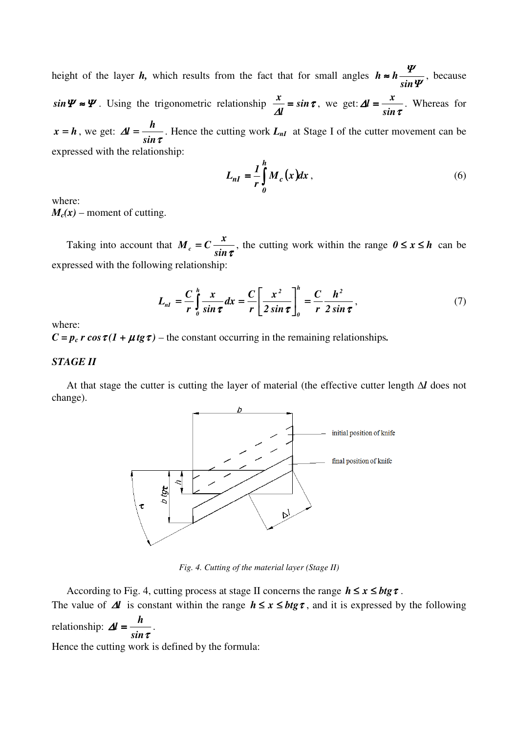height of the layer $h$, which results from the fact that for small angles $h \approx h\frac{\Psi}{\sin\Psi}$, because $\sin\Psi \approx \Psi$. Using the trigonometric relationship $\frac{x}{\Delta l} = \sin\tau$, we get: $\Delta l = \frac{x}{\sin\tau}$. Whereas for $x = h$, we get: $\Delta l = \frac{h}{\sin\tau}$. Hence the cutting work $L_{nI}$ at Stage I of the cutter movement can be expressed with the relationship:

$$L_{nI} = \frac{1}{r}\int_0^h M_c(x)dx\,, \tag{6}$$

where:
$M_c(x)$ – moment of cutting.

Taking into account that $M_c = C\frac{x}{\sin\tau}$, the cutting work within the range $0 \le x \le h$ can be expressed with the following relationship:

$$L_{nI} = \frac{C}{r}\int_0^h \frac{x}{\sin\tau}dx = \frac{C}{r}\left[\frac{x^2}{2\sin\tau}\right]_0^h = \frac{C}{r}\frac{h^2}{2\sin\tau}\,, \tag{7}$$

where:
$C = p_c\, r \cos\tau(1 + \mu\, tg\,\tau)$ – the constant occurring in the remaining relationships.

### STAGE II

At that stage the cutter is cutting the layer of material (the effective cutter length $\Delta l$ does not change).

*Fig. 4. Cutting of the material layer (Stage II)*

According to Fig. 4, cutting process at stage II concerns the range $h \le x \le b\,tg\,\tau$.
The value of $\Delta l$ is constant within the range $h \le x \le b\,tg\,\tau$, and it is expressed by the following relationship: $\Delta l = \frac{h}{\sin\tau}$.
Hence the cutting work is defined by the formula: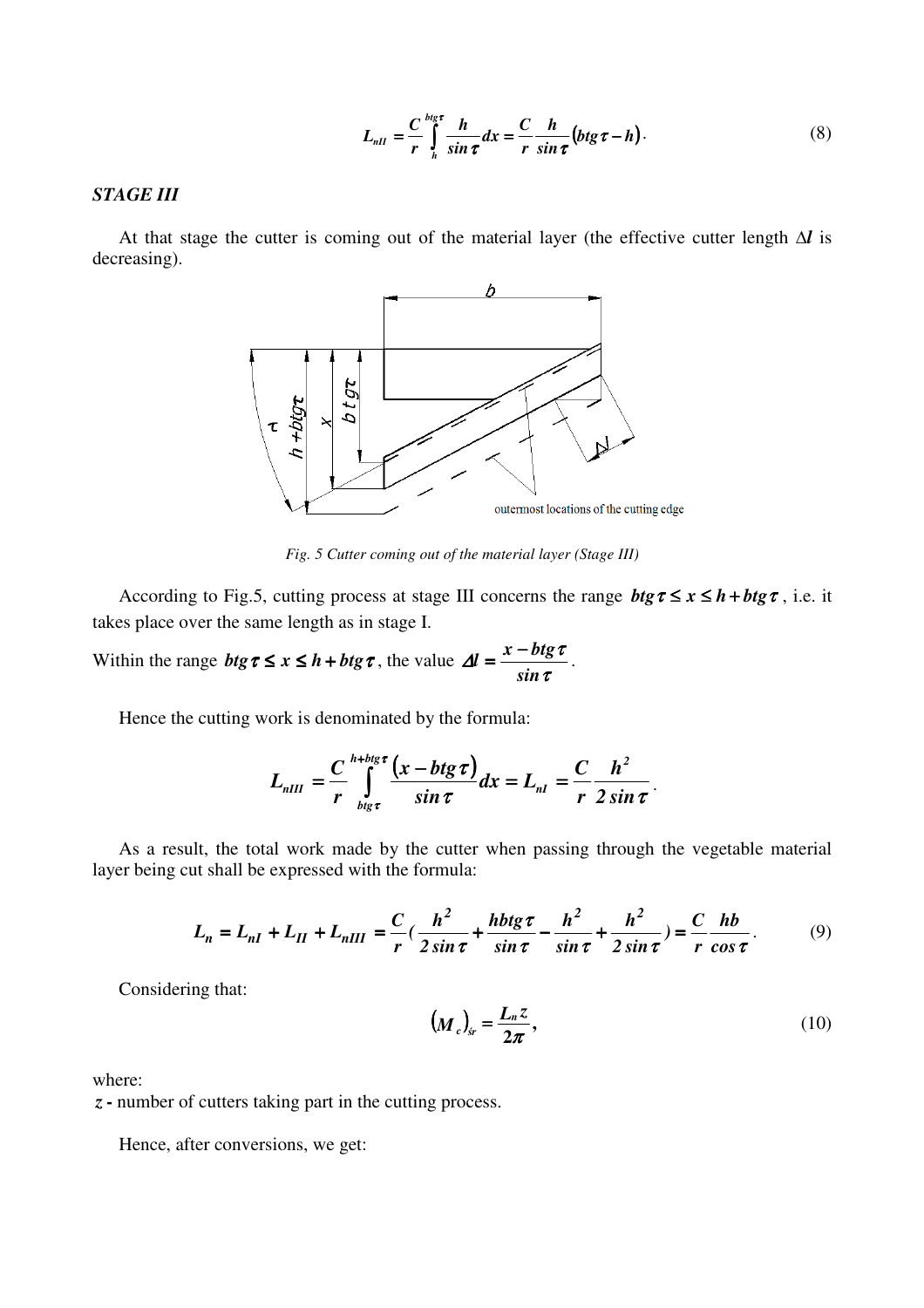$$L_{nII} = \frac{C}{r}\int_{h}^{btg\tau}\frac{h}{\sin\tau}dx = \frac{C}{r}\frac{h}{\sin\tau}(btg\tau - h). \tag{8}$$

### *STAGE III*

At that stage the cutter is coming out of the material layer (the effective cutter length $\Delta l$ is decreasing).

*Fig. 5 Cutter coming out of the material layer (Stage III)*

According to Fig.5, cutting process at stage III concerns the range $btg\tau \le x \le h + btg\tau$, i.e. it takes place over the same length as in stage I.

Within the range $btg\tau \le x \le h + btg\tau$, the value $\Delta l = \dfrac{x - btg\tau}{\sin\tau}$.

Hence the cutting work is denominated by the formula:

$$L_{nIII} = \frac{C}{r}\int_{btg\tau}^{h+btg\tau}\frac{(x - btg\tau)}{\sin\tau}dx = L_{nI} = \frac{C}{r}\frac{h^2}{2\sin\tau}.$$

As a result, the total work made by the cutter when passing through the vegetable material layer being cut shall be expressed with the formula:

$$L_n = L_{nI} + L_{II} + L_{nIII} = \frac{C}{r}\left(\frac{h^2}{2\sin\tau} + \frac{hbtg\tau}{\sin\tau} - \frac{h^2}{\sin\tau} + \frac{h^2}{2\sin\tau}\right) = \frac{C}{r}\frac{hb}{\cos\tau}. \tag{9}$$

Considering that:

$$(M_c)_{śr} = \frac{L_n z}{2\pi}, \tag{10}$$

where:

$z$ - number of cutters taking part in the cutting process.

Hence, after conversions, we get: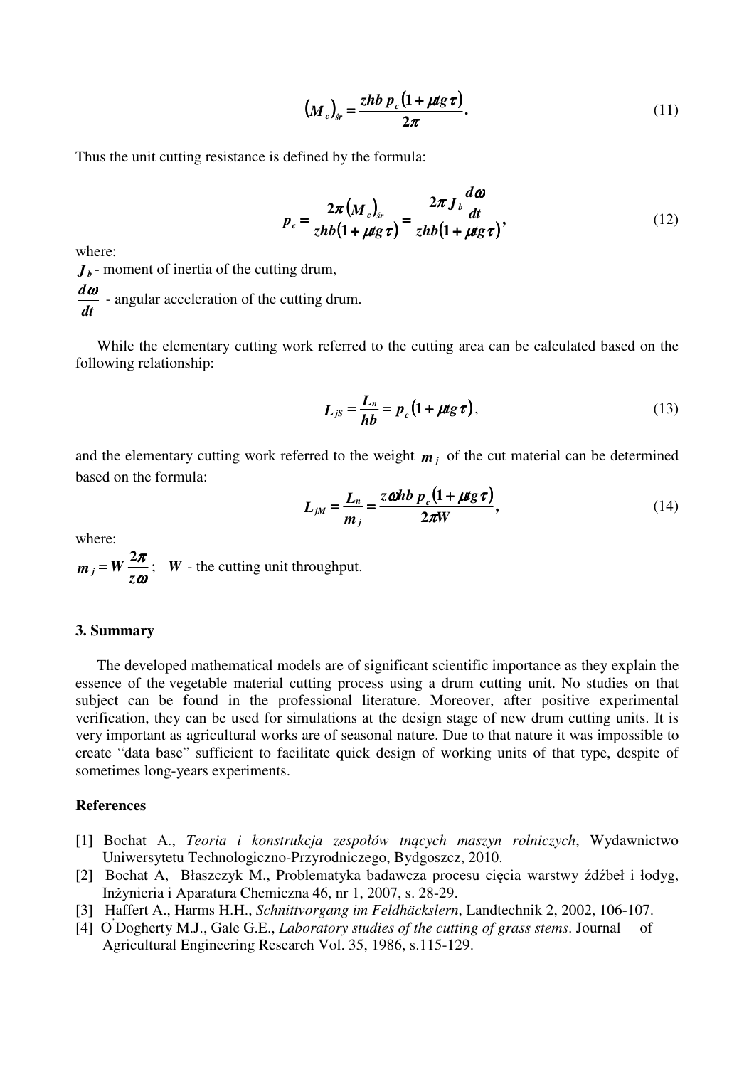$$\left(M_c\right)_{śr} = \frac{zhb\, p_c\left(1+\mu tg\,\tau\right)}{2\pi}. \tag{11}$$

Thus the unit cutting resistance is defined by the formula:

$$p_c = \frac{2\pi\left(M_c\right)_{śr}}{zhb\left(1+\mu tg\,\tau\right)} = \frac{2\pi J_b \frac{d\omega}{dt}}{zhb\left(1+\mu tg\,\tau\right)}, \tag{12}$$

where:

$J_b$ - moment of inertia of the cutting drum,

$\frac{d\omega}{dt}$ - angular acceleration of the cutting drum.

While the elementary cutting work referred to the cutting area can be calculated based on the following relationship:

$$L_{jS} = \frac{L_n}{hb} = p_c\left(1+\mu tg\,\tau\right), \tag{13}$$

and the elementary cutting work referred to the weight $m_j$ of the cut material can be determined based on the formula:

$$L_{jM} = \frac{L_n}{m_j} = \frac{z\omega hb\, p_c\left(1+\mu tg\,\tau\right)}{2\pi W}, \tag{14}$$

where:

$m_j = W\frac{2\pi}{z\omega}$; $W$ - the cutting unit throughput.

## 3. Summary

The developed mathematical models are of significant scientific importance as they explain the essence of the vegetable material cutting process using a drum cutting unit. No studies on that subject can be found in the professional literature. Moreover, after positive experimental verification, they can be used for simulations at the design stage of new drum cutting units. It is very important as agricultural works are of seasonal nature. Due to that nature it was impossible to create "data base" sufficient to facilitate quick design of working units of that type, despite of sometimes long-years experiments.

## References

[1] Bochat A., *Teoria i konstrukcja zespołów tnących maszyn rolniczych*, Wydawnictwo Uniwersytetu Technologiczno-Przyrodniczego, Bydgoszcz, 2010.

[2] Bochat A, Błaszczyk M., Problematyka badawcza procesu cięcia warstwy źdźbeł i łodyg, Inżynieria i Aparatura Chemiczna 46, nr 1, 2007, s. 28-29.

[3] Haffert A., Harms H.H., *Schnittvorgang im Feldhäckslern*, Landtechnik 2, 2002, 106-107.

[4] O'Dogherty M.J., Gale G.E., *Laboratory studies of the cutting of grass stems*. Journal of Agricultural Engineering Research Vol. 35, 1986, s.115-129.